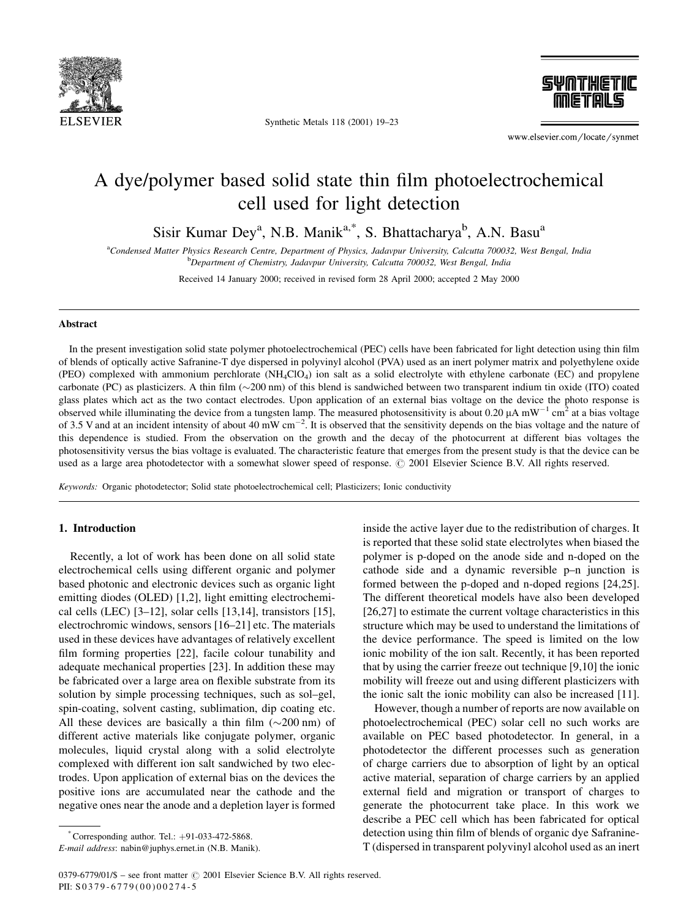# A dye/polymer based solid state thin film photoelectrochemical cell used for light detection

Sisir Kumar Dey[a], N.B. Manik[a,*], S. Bhattacharya[b], A.N. Basu[a]

[a]Condensed Matter Physics Research Centre, Department of Physics, Jadavpur University, Calcutta 700032, West Bengal, India

[b]Department of Chemistry, Jadavpur University, Calcutta 700032, West Bengal, India

Received 14 January 2000; received in revised form 28 April 2000; accepted 2 May 2000

## Abstract

In the present investigation solid state polymer photoelectrochemical (PEC) cells have been fabricated for light detection using thin film of blends of optically active Safranine-T dye dispersed in polyvinyl alcohol (PVA) used as an inert polymer matrix and polyethylene oxide (PEO) complexed with ammonium perchlorate ($NH_4ClO_4$) ion salt as a solid electrolyte with ethylene carbonate (EC) and propylene carbonate (PC) as plasticizers. A thin film (~200 nm) of this blend is sandwiched between two transparent indium tin oxide (ITO) coated glass plates which act as the two contact electrodes. Upon application of an external bias voltage on the device the photo response is observed while illuminating the device from a tungsten lamp. The measured photosensitivity is about 0.20 $\mu A\ mW^{-1}\ cm^{2}$ at a bias voltage of 3.5 V and at an incident intensity of about 40 $mW\ cm^{-2}$. It is observed that the sensitivity depends on the bias voltage and the nature of this dependence is studied. From the observation on the growth and the decay of the photocurrent at different bias voltages the photosensitivity versus the bias voltage is evaluated. The characteristic feature that emerges from the present study is that the device can be used as a large area photodetector with a somewhat slower speed of response. © 2001 Elsevier Science B.V. All rights reserved.

*Keywords:* Organic photodetector; Solid state photoelectrochemical cell; Plasticizers; Ionic conductivity

## 1. Introduction

Recently, a lot of work has been done on all solid state electrochemical cells using different organic and polymer based photonic and electronic devices such as organic light emitting diodes (OLED) [1,2], light emitting electrochemical cells (LEC) [3–12], solar cells [13,14], transistors [15], electrochromic windows, sensors [16–21] etc. The materials used in these devices have advantages of relatively excellent film forming properties [22], facile colour tunability and adequate mechanical properties [23]. In addition these may be fabricated over a large area on flexible substrate from its solution by simple processing techniques, such as sol–gel, spin-coating, solvent casting, sublimation, dip coating etc. All these devices are basically a thin film (~200 nm) of different active materials like conjugate polymer, organic molecules, liquid crystal along with a solid electrolyte complexed with different ion salt sandwiched by two electrodes. Upon application of external bias on the devices the positive ions are accumulated near the cathode and the negative ones near the anode and a depletion layer is formed inside the active layer due to the redistribution of charges. It is reported that these solid state electrolytes when biased the polymer is p-doped on the anode side and n-doped on the cathode side and a dynamic reversible p–n junction is formed between the p-doped and n-doped regions [24,25]. The different theoretical models have also been developed [26,27] to estimate the current voltage characteristics in this structure which may be used to understand the limitations of the device performance. The speed is limited on the low ionic mobility of the ion salt. Recently, it has been reported that by using the carrier freeze out technique [9,10] the ionic mobility will freeze out and using different plasticizers with the ionic salt the ionic mobility can also be increased [11].

However, though a number of reports are now available on photoelectrochemical (PEC) solar cell no such works are available on PEC based photodetector. In general, in a photodetector the different processes such as generation of charge carriers due to absorption of light by an optical active material, separation of charge carriers by an applied external field and migration or transport of charges to generate the photocurrent take place. In this work we describe a PEC cell which has been fabricated for optical detection using thin film of blends of organic dye Safranine-T (dispersed in transparent polyvinyl alcohol used as an inert

---

* Corresponding author. Tel.: +91-033-472-5868.
*E-mail address*: nabin@juphys.ernet.in (N.B. Manik).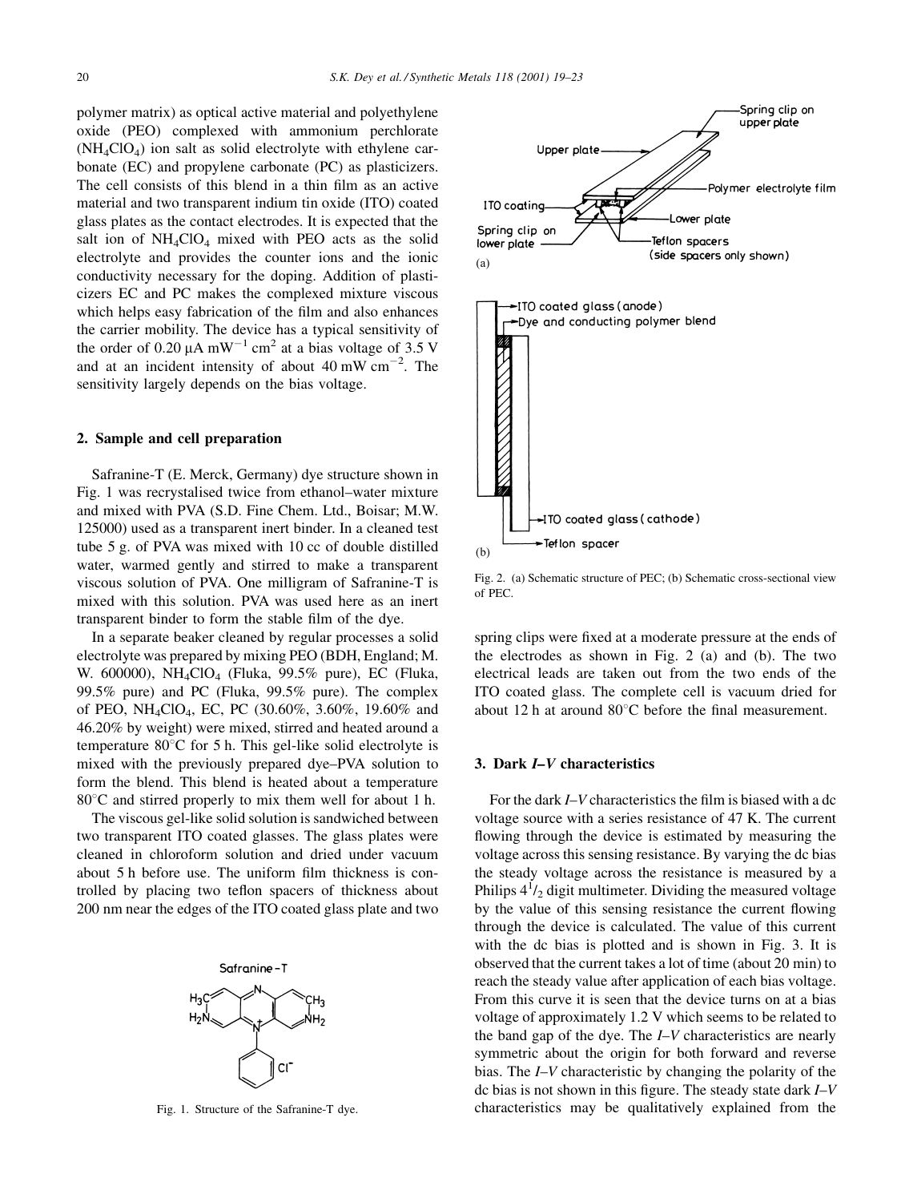polymer matrix) as optical active material and polyethylene oxide (PEO) complexed with ammonium perchlorate ($NH_4ClO_4$) ion salt as solid electrolyte with ethylene carbonate (EC) and propylene carbonate (PC) as plasticizers. The cell consists of this blend in a thin film as an active material and two transparent indium tin oxide (ITO) coated glass plates as the contact electrodes. It is expected that the salt ion of $NH_4ClO_4$ mixed with PEO acts as the solid electrolyte and provides the counter ions and the ionic conductivity necessary for the doping. Addition of plasticizers EC and PC makes the complexed mixture viscous which helps easy fabrication of the film and also enhances the carrier mobility. The device has a typical sensitivity of the order of 0.20 $\mu A\ mW^{-1}\ cm^2$ at a bias voltage of 3.5 V and at an incident intensity of about 40 $mW\ cm^{-2}$. The sensitivity largely depends on the bias voltage.

## 2. Sample and cell preparation

Safranine-T (E. Merck, Germany) dye structure shown in Fig. 1 was recrystalised twice from ethanol–water mixture and mixed with PVA (S.D. Fine Chem. Ltd., Boisar; M.W. 125000) used as a transparent inert binder. In a cleaned test tube 5 g. of PVA was mixed with 10 cc of double distilled water, warmed gently and stirred to make a transparent viscous solution of PVA. One milligram of Safranine-T is mixed with this solution. PVA was used here as an inert transparent binder to form the stable film of the dye.

In a separate beaker cleaned by regular processes a solid electrolyte was prepared by mixing PEO (BDH, England; M. W. 600000), $NH_4ClO_4$ (Fluka, 99.5% pure), EC (Fluka, 99.5% pure) and PC (Fluka, 99.5% pure). The complex of PEO, $NH_4ClO_4$, EC, PC (30.60%, 3.60%, 19.60% and 46.20% by weight) were mixed, stirred and heated around a temperature 80°C for 5 h. This gel-like solid electrolyte is mixed with the previously prepared dye–PVA solution to form the blend. This blend is heated about a temperature 80°C and stirred properly to mix them well for about 1 h.

The viscous gel-like solid solution is sandwiched between two transparent ITO coated glasses. The glass plates were cleaned in chloroform solution and dried under vacuum about 5 h before use. The uniform film thickness is controlled by placing two teflon spacers of thickness about 200 nm near the edges of the ITO coated glass plate and two spring clips were fixed at a moderate pressure at the ends of the electrodes as shown in Fig. 2 (a) and (b). The two electrical leads are taken out from the two ends of the ITO coated glass. The complete cell is vacuum dried for about 12 h at around 80°C before the final measurement.

Fig. 1. Structure of the Safranine-T dye.

Fig. 2. (a) Schematic structure of PEC; (b) Schematic cross-sectional view of PEC.

## 3. Dark *I–V* characteristics

For the dark *I–V* characteristics the film is biased with a dc voltage source with a series resistance of 47 K. The current flowing through the device is estimated by measuring the voltage across this sensing resistance. By varying the dc bias the steady voltage across the resistance is measured by a Philips $4^1/_2$ digit multimeter. Dividing the measured voltage by the value of this sensing resistance the current flowing through the device is calculated. The value of this current with the dc bias is plotted and is shown in Fig. 3. It is observed that the current takes a lot of time (about 20 min) to reach the steady value after application of each bias voltage. From this curve it is seen that the device turns on at a bias voltage of approximately 1.2 V which seems to be related to the band gap of the dye. The *I–V* characteristics are nearly symmetric about the origin for both forward and reverse bias. The *I–V* characteristic by changing the polarity of the dc bias is not shown in this figure. The steady state dark *I–V* characteristics may be qualitatively explained from the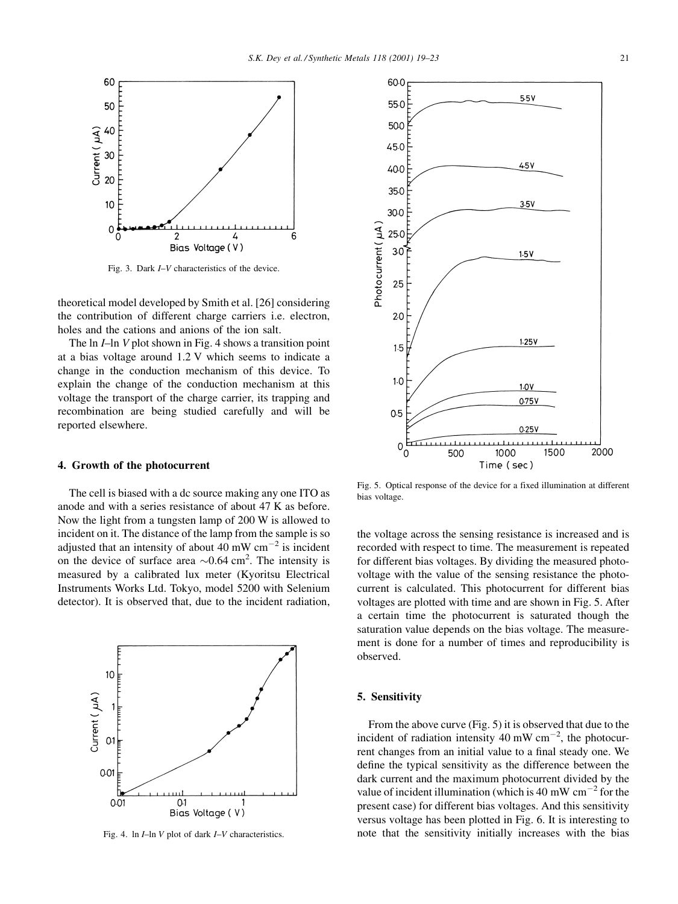Fig. 3. Dark *I*–*V* characteristics of the device.

theoretical model developed by Smith et al. [26] considering the contribution of different charge carriers i.e. electron, holes and the cations and anions of the ion salt.

The ln *I*–ln *V* plot shown in Fig. 4 shows a transition point at a bias voltage around 1.2 V which seems to indicate a change in the conduction mechanism of this device. To explain the change of the conduction mechanism at this voltage the transport of the charge carrier, its trapping and recombination are being studied carefully and will be reported elsewhere.

Fig. 4. ln *I*–ln *V* plot of dark *I*–*V* characteristics.

## 4. Growth of the photocurrent

The cell is biased with a dc source making any one ITO as anode and with a series resistance of about 47 K as before. Now the light from a tungsten lamp of 200 W is allowed to incident on it. The distance of the lamp from the sample is so adjusted that an intensity of about 40 mW $cm^{-2}$ is incident on the device of surface area ~0.64 $cm^2$. The intensity is measured by a calibrated lux meter (Kyoritsu Electrical Instruments Works Ltd. Tokyo, model 5200 with Selenium detector). It is observed that, due to the incident radiation, the voltage across the sensing resistance is increased and is recorded with respect to time. The measurement is repeated for different bias voltages. By dividing the measured photovoltage with the value of the sensing resistance the photocurrent is calculated. This photocurrent for different bias voltages are plotted with time and are shown in Fig. 5. After a certain time the photocurrent is saturated though the saturation value depends on the bias voltage. The measurement is done for a number of times and reproducibility is observed.

Fig. 5. Optical response of the device for a fixed illumination at different bias voltage.

## 5. Sensitivity

From the above curve (Fig. 5) it is observed that due to the incident of radiation intensity 40 mW $cm^{-2}$, the photocurrent changes from an initial value to a final steady one. We define the typical sensitivity as the difference between the dark current and the maximum photocurrent divided by the value of incident illumination (which is 40 mW $cm^{-2}$ for the present case) for different bias voltages. And this sensitivity versus voltage has been plotted in Fig. 6. It is interesting to note that the sensitivity initially increases with the bias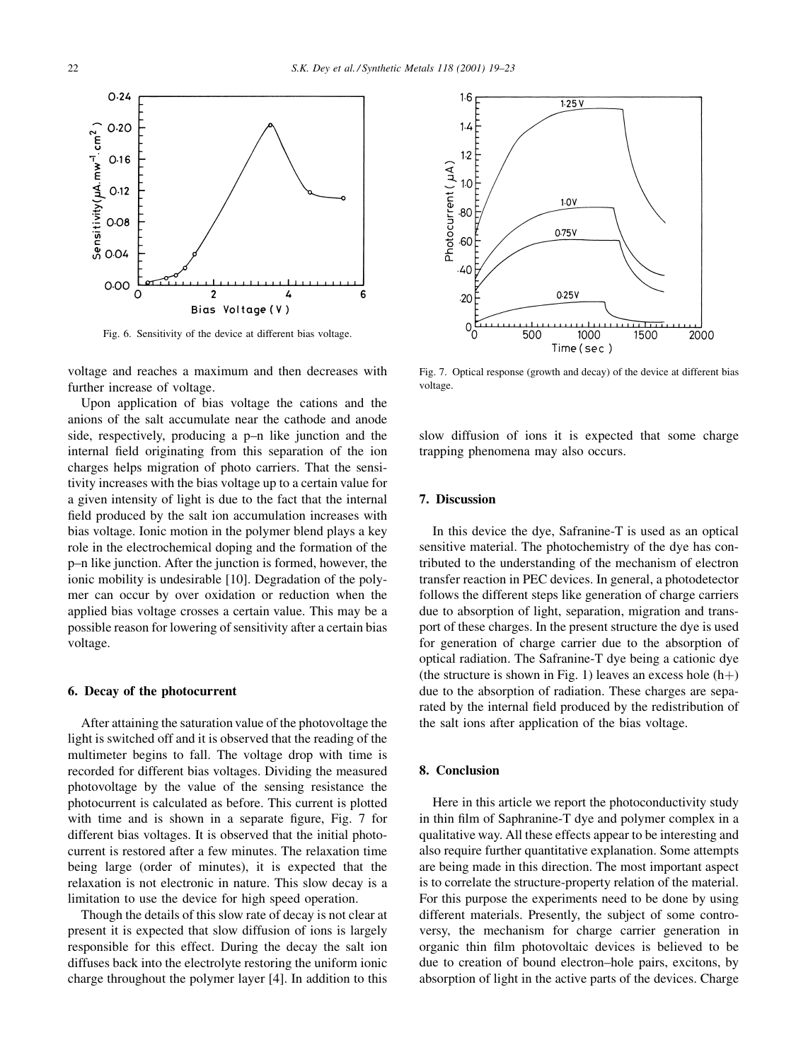Fig. 6. Sensitivity of the device at different bias voltage.

voltage and reaches a maximum and then decreases with further increase of voltage.

Upon application of bias voltage the cations and the anions of the salt accumulate near the cathode and anode side, respectively, producing a p–n like junction and the internal field originating from this separation of the ion charges helps migration of photo carriers. That the sensitivity increases with the bias voltage up to a certain value for a given intensity of light is due to the fact that the internal field produced by the salt ion accumulation increases with bias voltage. Ionic motion in the polymer blend plays a key role in the electrochemical doping and the formation of the p–n like junction. After the junction is formed, however, the ionic mobility is undesirable [10]. Degradation of the polymer can occur by over oxidation or reduction when the applied bias voltage crosses a certain value. This may be a possible reason for lowering of sensitivity after a certain bias voltage.

## 6. Decay of the photocurrent

After attaining the saturation value of the photovoltage the light is switched off and it is observed that the reading of the multimeter begins to fall. The voltage drop with time is recorded for different bias voltages. Dividing the measured photovoltage by the value of the sensing resistance the photocurrent is calculated as before. This current is plotted with time and is shown in a separate figure, Fig. 7 for different bias voltages. It is observed that the initial photocurrent is restored after a few minutes. The relaxation time being large (order of minutes), it is expected that the relaxation is not electronic in nature. This slow decay is a limitation to use the device for high speed operation.

Though the details of this slow rate of decay is not clear at present it is expected that slow diffusion of ions is largely responsible for this effect. During the decay the salt ion diffuses back into the electrolyte restoring the uniform ionic charge throughout the polymer layer [4]. In addition to this slow diffusion of ions it is expected that some charge trapping phenomena may also occurs.

Fig. 7. Optical response (growth and decay) of the device at different bias voltage.

## 7. Discussion

In this device the dye, Safranine-T is used as an optical sensitive material. The photochemistry of the dye has contributed to the understanding of the mechanism of electron transfer reaction in PEC devices. In general, a photodetector follows the different steps like generation of charge carriers due to absorption of light, separation, migration and transport of these charges. In the present structure the dye is used for generation of charge carrier due to the absorption of optical radiation. The Safranine-T dye being a cationic dye (the structure is shown in Fig. 1) leaves an excess hole (h+) due to the absorption of radiation. These charges are separated by the internal field produced by the redistribution of the salt ions after application of the bias voltage.

## 8. Conclusion

Here in this article we report the photoconductivity study in thin film of Saphranine-T dye and polymer complex in a qualitative way. All these effects appear to be interesting and also require further quantitative explanation. Some attempts are being made in this direction. The most important aspect is to correlate the structure-property relation of the material. For this purpose the experiments need to be done by using different materials. Presently, the subject of some controversy, the mechanism for charge carrier generation in organic thin film photovoltaic devices is believed to be due to creation of bound electron–hole pairs, excitons, by absorption of light in the active parts of the devices. Charge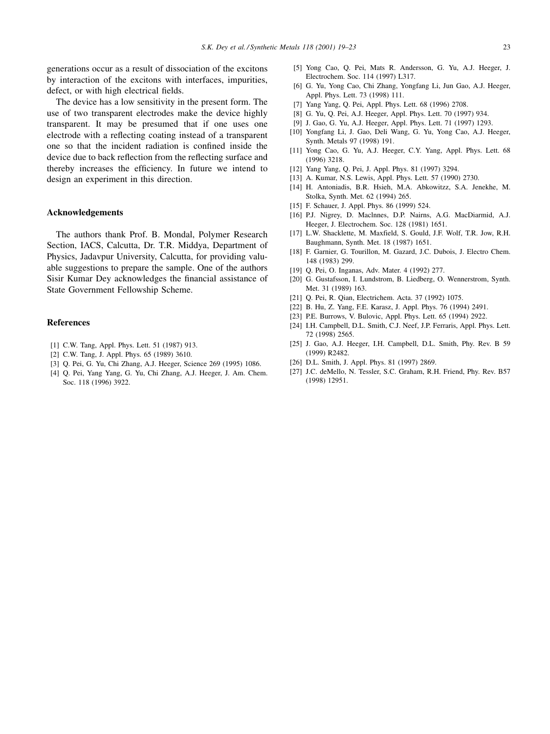generations occur as a result of dissociation of the excitons by interaction of the excitons with interfaces, impurities, defect, or with high electrical fields.

The device has a low sensitivity in the present form. The use of two transparent electrodes make the device highly transparent. It may be presumed that if one uses one electrode with a reflecting coating instead of a transparent one so that the incident radiation is confined inside the device due to back reflection from the reflecting surface and thereby increases the efficiency. In future we intend to design an experiment in this direction.

## Acknowledgements

The authors thank Prof. B. Mondal, Polymer Research Section, IACS, Calcutta, Dr. T.R. Middya, Department of Physics, Jadavpur University, Calcutta, for providing valuable suggestions to prepare the sample. One of the authors Sisir Kumar Dey acknowledges the financial assistance of State Government Fellowship Scheme.

## References

[1] C.W. Tang, Appl. Phys. Lett. 51 (1987) 913.

[2] C.W. Tang, J. Appl. Phys. 65 (1989) 3610.

[3] Q. Pei, G. Yu, Chi Zhang, A.J. Heeger, Science 269 (1995) 1086.

[4] Q. Pei, Yang Yang, G. Yu, Chi Zhang, A.J. Heeger, J. Am. Chem. Soc. 118 (1996) 3922.

[5] Yong Cao, Q. Pei, Mats R. Andersson, G. Yu, A.J. Heeger, J. Electrochem. Soc. 114 (1997) L317.

[6] G. Yu, Yong Cao, Chi Zhang, Yongfang Li, Jun Gao, A.J. Heeger, Appl. Phys. Lett. 73 (1998) 111.

[7] Yang Yang, Q. Pei, Appl. Phys. Lett. 68 (1996) 2708.

[8] G. Yu, Q. Pei, A.J. Heeger, Appl. Phys. Lett. 70 (1997) 934.

[9] J. Gao, G. Yu, A.J. Heeger, Appl. Phys. Lett. 71 (1997) 1293.

[10] Yongfang Li, J. Gao, Deli Wang, G. Yu, Yong Cao, A.J. Heeger, Synth. Metals 97 (1998) 191.

[11] Yong Cao, G. Yu, A.J. Heeger, C.Y. Yang, Appl. Phys. Lett. 68 (1996) 3218.

[12] Yang Yang, Q. Pei, J. Appl. Phys. 81 (1997) 3294.

[13] A. Kumar, N.S. Lewis, Appl. Phys. Lett. 57 (1990) 2730.

[14] H. Antoniadis, B.R. Hsieh, M.A. Abkowitz, S.A. Jenekhe, M. Stolka, Synth. Met. 62 (1994) 265.

[15] F. Schauer, J. Appl. Phys. 86 (1999) 524.

[16] P.J. Nigrey, D. Maclnnes, D.P. Nairns, A.G. MacDiarmid, A.J. Heeger, J. Electrochem. Soc. 128 (1981) 1651.

[17] L.W. Shacklette, M. Maxfield, S. Gould, J.F. Wolf, T.R. Jow, R.H. Baughmann, Synth. Met. 18 (1987) 1651.

[18] F. Garnier, G. Tourillon, M. Gazard, J.C. Dubois, J. Electro Chem. 148 (1983) 299.

[19] Q. Pei, O. Inganas, Adv. Mater. 4 (1992) 277.

[20] G. Gustafsson, I. Lundstrom, B. Liedberg, O. Wennerstrom, Synth. Met. 31 (1989) 163.

[21] Q. Pei, R. Qian, Electrichem. Acta. 37 (1992) 1075.

[22] B. Hu, Z. Yang, F.E. Karasz, J. Appl. Phys. 76 (1994) 2491.

[23] P.E. Burrows, V. Bulovic, Appl. Phys. Lett. 65 (1994) 2922.

[24] I.H. Campbell, D.L. Smith, C.J. Neef, J.P. Ferraris, Appl. Phys. Lett. 72 (1998) 2565.

[25] J. Gao, A.J. Heeger, I.H. Campbell, D.L. Smith, Phy. Rev. B 59 (1999) R2482.

[26] D.L. Smith, J. Appl. Phys. 81 (1997) 2869.

[27] J.C. deMello, N. Tessler, S.C. Graham, R.H. Friend, Phy. Rev. B57 (1998) 12951.